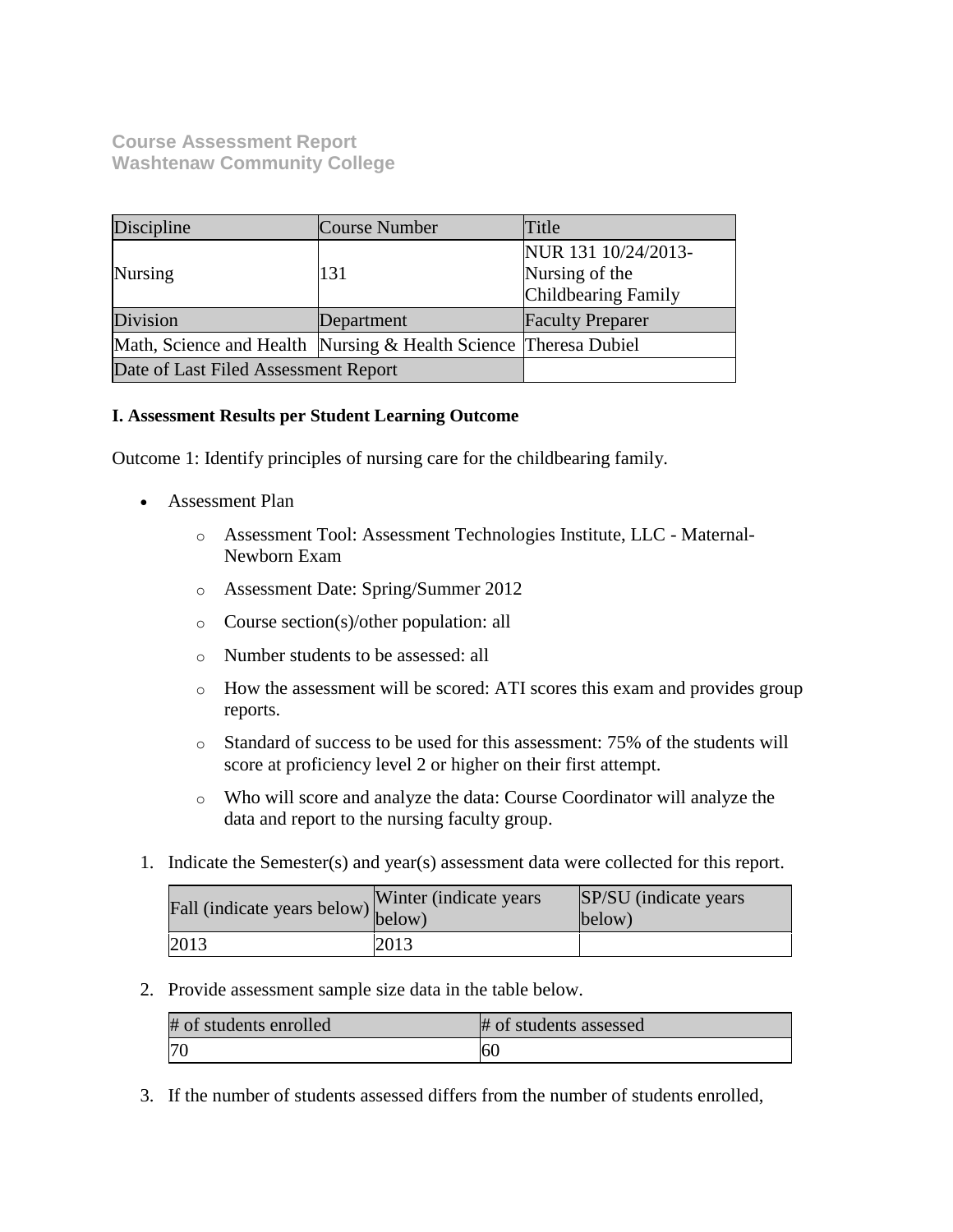**Course Assessment Report**
**Washtenaw Community College**

| Discipline | Course Number | Title |
| --- | --- | --- |
| Nursing | 131 | NUR 131 10/24/2013-Nursing of the Childbearing Family |
| Division | Department | Faculty Preparer |
| Math, Science and Health | Nursing & Health Science | Theresa Dubiel |
| Date of Last Filed Assessment Report | | |

**I. Assessment Results per Student Learning Outcome**

Outcome 1: Identify principles of nursing care for the childbearing family.

- Assessment Plan
  - Assessment Tool: Assessment Technologies Institute, LLC - Maternal-Newborn Exam
  - Assessment Date: Spring/Summer 2012
  - Course section(s)/other population: all
  - Number students to be assessed: all
  - How the assessment will be scored: ATI scores this exam and provides group reports.
  - Standard of success to be used for this assessment: 75% of the students will score at proficiency level 2 or higher on their first attempt.
  - Who will score and analyze the data: Course Coordinator will analyze the data and report to the nursing faculty group.

1. Indicate the Semester(s) and year(s) assessment data were collected for this report.

| Fall (indicate years below) | Winter (indicate years below) | SP/SU (indicate years below) |
| --- | --- | --- |
| 2013 | 2013 | |

2. Provide assessment sample size data in the table below.

| # of students enrolled | # of students assessed |
| --- | --- |
| 70 | 60 |

3. If the number of students assessed differs from the number of students enrolled,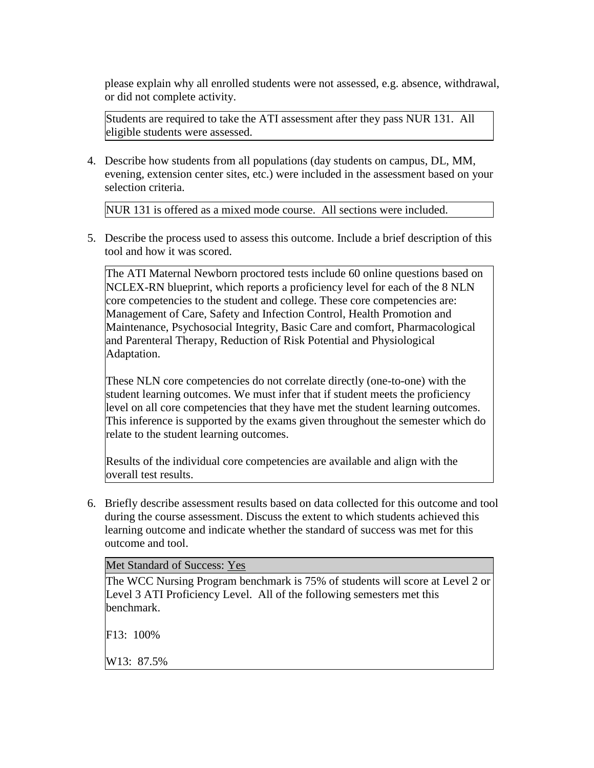please explain why all enrolled students were not assessed, e.g. absence, withdrawal, or did not complete activity.

Students are required to take the ATI assessment after they pass NUR 131. All eligible students were assessed.

4. Describe how students from all populations (day students on campus, DL, MM, evening, extension center sites, etc.) were included in the assessment based on your selection criteria.

NUR 131 is offered as a mixed mode course. All sections were included.

5. Describe the process used to assess this outcome. Include a brief description of this tool and how it was scored.

The ATI Maternal Newborn proctored tests include 60 online questions based on NCLEX-RN blueprint, which reports a proficiency level for each of the 8 NLN core competencies to the student and college. These core competencies are: Management of Care, Safety and Infection Control, Health Promotion and Maintenance, Psychosocial Integrity, Basic Care and comfort, Pharmacological and Parenteral Therapy, Reduction of Risk Potential and Physiological Adaptation.

These NLN core competencies do not correlate directly (one-to-one) with the student learning outcomes. We must infer that if student meets the proficiency level on all core competencies that they have met the student learning outcomes. This inference is supported by the exams given throughout the semester which do relate to the student learning outcomes.

Results of the individual core competencies are available and align with the overall test results.

6. Briefly describe assessment results based on data collected for this outcome and tool during the course assessment. Discuss the extent to which students achieved this learning outcome and indicate whether the standard of success was met for this outcome and tool.

Met Standard of Success: Yes

The WCC Nursing Program benchmark is 75% of students will score at Level 2 or Level 3 ATI Proficiency Level. All of the following semesters met this benchmark.

F13: 100%

W13: 87.5%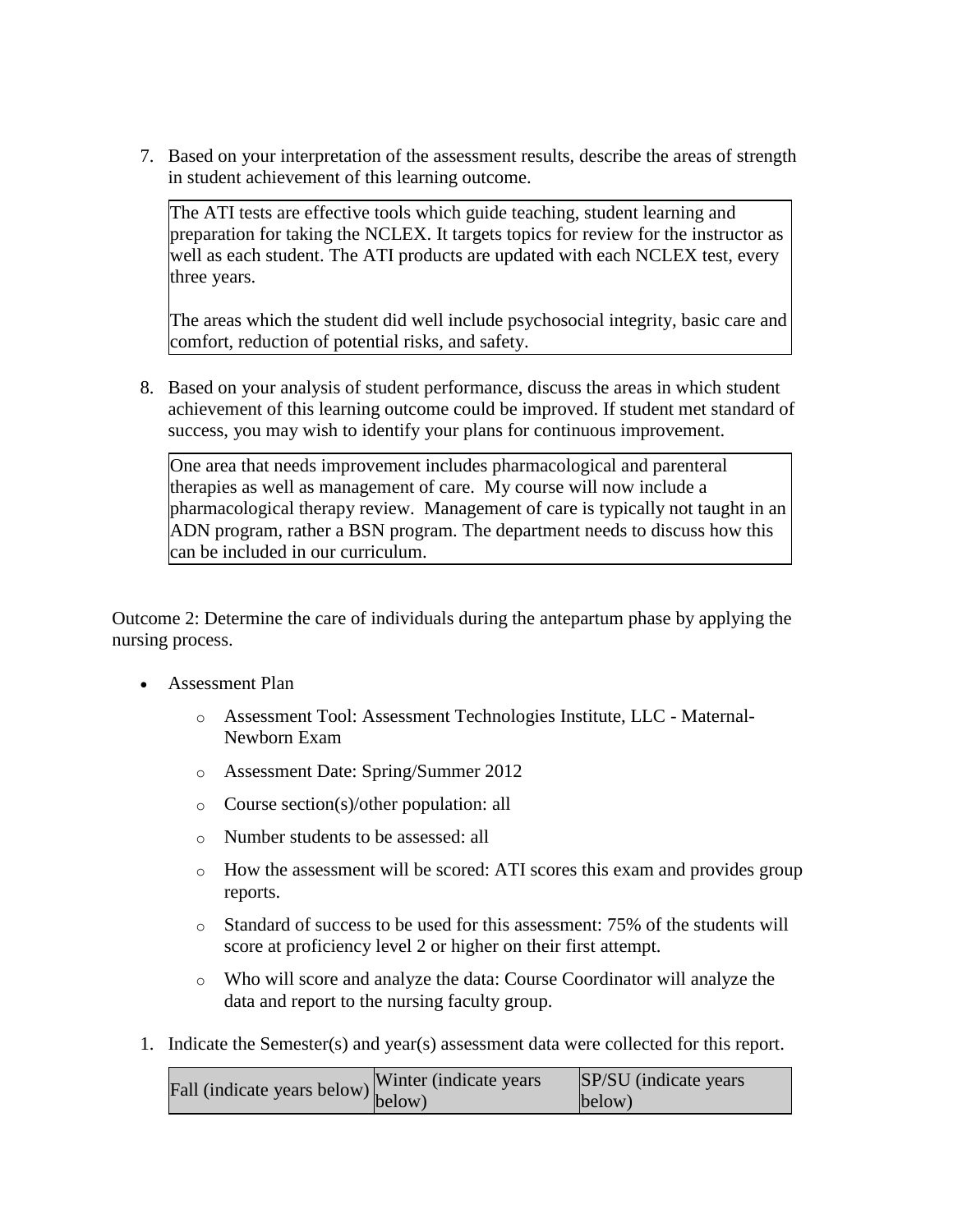7. Based on your interpretation of the assessment results, describe the areas of strength in student achievement of this learning outcome.

   > The ATI tests are effective tools which guide teaching, student learning and preparation for taking the NCLEX. It targets topics for review for the instructor as well as each student. The ATI products are updated with each NCLEX test, every three years.
   >
   > The areas which the student did well include psychosocial integrity, basic care and comfort, reduction of potential risks, and safety.

8. Based on your analysis of student performance, discuss the areas in which student achievement of this learning outcome could be improved. If student met standard of success, you may wish to identify your plans for continuous improvement.

   > One area that needs improvement includes pharmacological and parenteral therapies as well as management of care. My course will now include a pharmacological therapy review. Management of care is typically not taught in an ADN program, rather a BSN program. The department needs to discuss how this can be included in our curriculum.

Outcome 2: Determine the care of individuals during the antepartum phase by applying the nursing process.

- Assessment Plan
  - Assessment Tool: Assessment Technologies Institute, LLC - Maternal-Newborn Exam
  - Assessment Date: Spring/Summer 2012
  - Course section(s)/other population: all
  - Number students to be assessed: all
  - How the assessment will be scored: ATI scores this exam and provides group reports.
  - Standard of success to be used for this assessment: 75% of the students will score at proficiency level 2 or higher on their first attempt.
  - Who will score and analyze the data: Course Coordinator will analyze the data and report to the nursing faculty group.

1. Indicate the Semester(s) and year(s) assessment data were collected for this report.

| Fall (indicate years below) | Winter (indicate years below) | SP/SU (indicate years below) |
|---|---|---|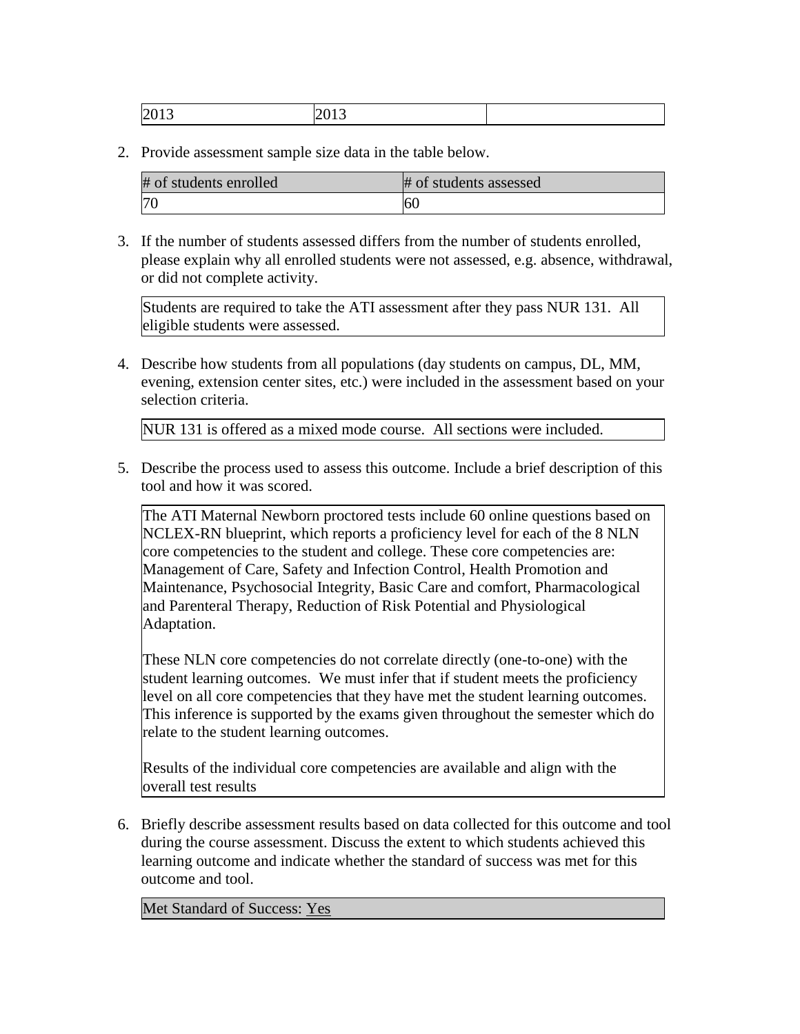| 2013 | 2013 | |
|---|---|---|

2. Provide assessment sample size data in the table below.

| # of students enrolled | # of students assessed |
|---|---|
| 70 | 60 |

3. If the number of students assessed differs from the number of students enrolled, please explain why all enrolled students were not assessed, e.g. absence, withdrawal, or did not complete activity.

| Students are required to take the ATI assessment after they pass NUR 131. All eligible students were assessed. |
|---|

4. Describe how students from all populations (day students on campus, DL, MM, evening, extension center sites, etc.) were included in the assessment based on your selection criteria.

| NUR 131 is offered as a mixed mode course. All sections were included. |
|---|

5. Describe the process used to assess this outcome. Include a brief description of this tool and how it was scored.

> The ATI Maternal Newborn proctored tests include 60 online questions based on NCLEX-RN blueprint, which reports a proficiency level for each of the 8 NLN core competencies to the student and college. These core competencies are: Management of Care, Safety and Infection Control, Health Promotion and Maintenance, Psychosocial Integrity, Basic Care and comfort, Pharmacological and Parenteral Therapy, Reduction of Risk Potential and Physiological Adaptation.
>
> These NLN core competencies do not correlate directly (one-to-one) with the student learning outcomes. We must infer that if student meets the proficiency level on all core competencies that they have met the student learning outcomes. This inference is supported by the exams given throughout the semester which do relate to the student learning outcomes.
>
> Results of the individual core competencies are available and align with the overall test results

6. Briefly describe assessment results based on data collected for this outcome and tool during the course assessment. Discuss the extent to which students achieved this learning outcome and indicate whether the standard of success was met for this outcome and tool.

| Met Standard of Success: Yes |
|---|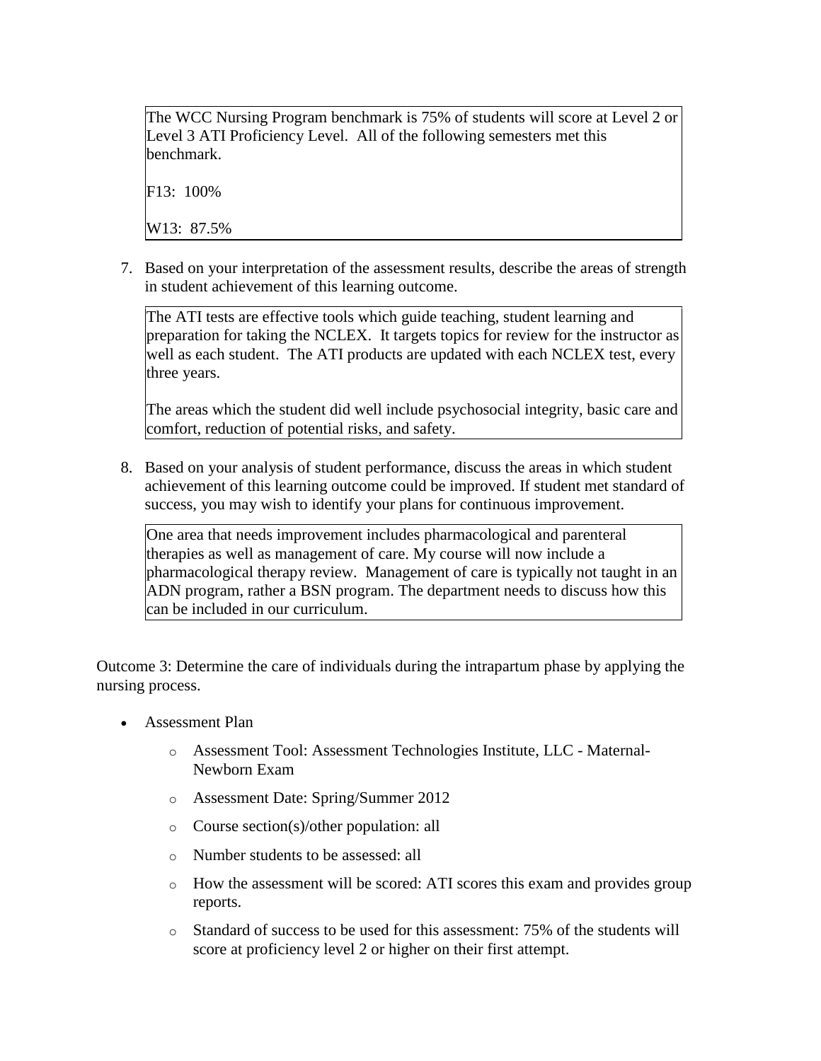The WCC Nursing Program benchmark is 75% of students will score at Level 2 or Level 3 ATI Proficiency Level. All of the following semesters met this benchmark.

F13: 100%

W13: 87.5%

7. Based on your interpretation of the assessment results, describe the areas of strength in student achievement of this learning outcome.

The ATI tests are effective tools which guide teaching, student learning and preparation for taking the NCLEX. It targets topics for review for the instructor as well as each student. The ATI products are updated with each NCLEX test, every three years.

The areas which the student did well include psychosocial integrity, basic care and comfort, reduction of potential risks, and safety.

8. Based on your analysis of student performance, discuss the areas in which student achievement of this learning outcome could be improved. If student met standard of success, you may wish to identify your plans for continuous improvement.

One area that needs improvement includes pharmacological and parenteral therapies as well as management of care. My course will now include a pharmacological therapy review. Management of care is typically not taught in an ADN program, rather a BSN program. The department needs to discuss how this can be included in our curriculum.

Outcome 3: Determine the care of individuals during the intrapartum phase by applying the nursing process.

- Assessment Plan
  - Assessment Tool: Assessment Technologies Institute, LLC - Maternal-Newborn Exam
  - Assessment Date: Spring/Summer 2012
  - Course section(s)/other population: all
  - Number students to be assessed: all
  - How the assessment will be scored: ATI scores this exam and provides group reports.
  - Standard of success to be used for this assessment: 75% of the students will score at proficiency level 2 or higher on their first attempt.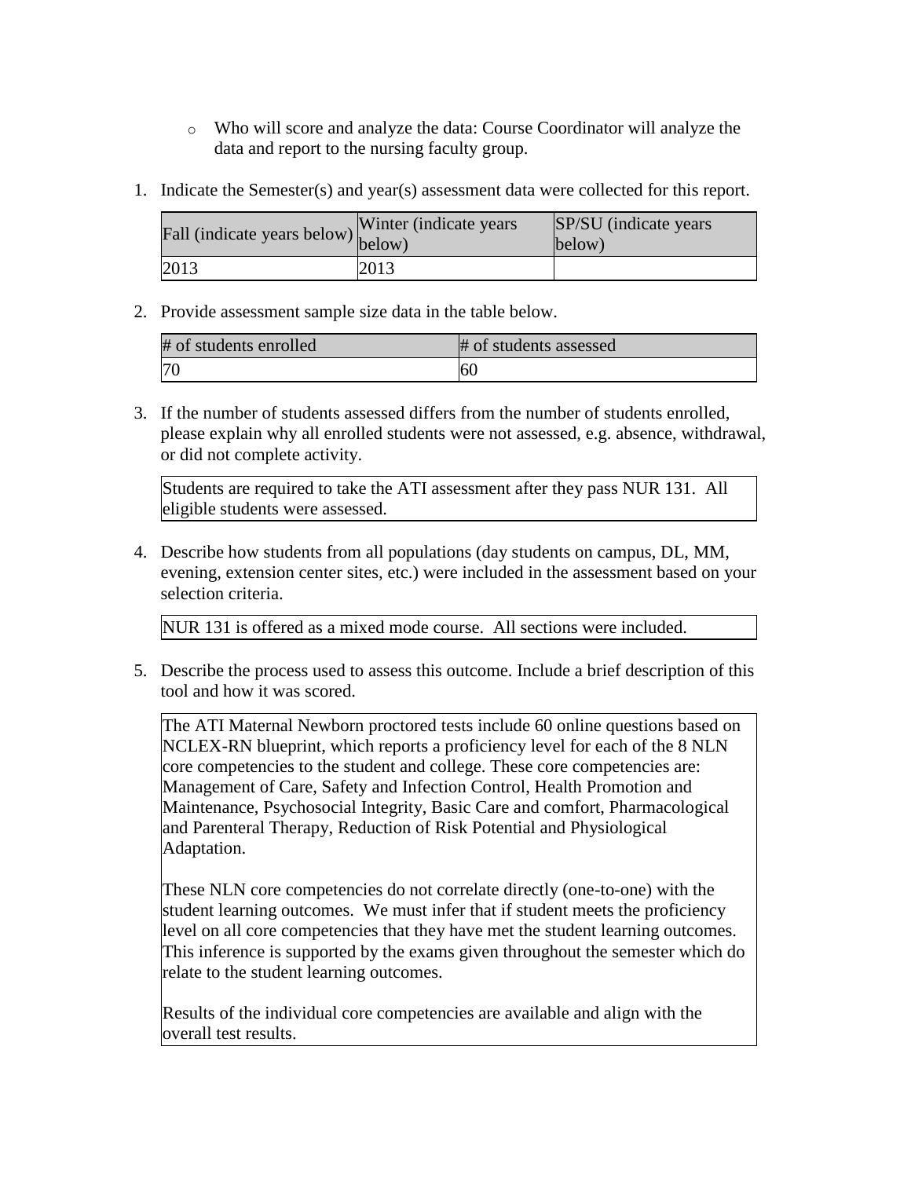- Who will score and analyze the data: Course Coordinator will analyze the data and report to the nursing faculty group.

1. Indicate the Semester(s) and year(s) assessment data were collected for this report.

| Fall (indicate years below) | Winter (indicate years below) | SP/SU (indicate years below) |
|---|---|---|
| 2013 | 2013 | |

2. Provide assessment sample size data in the table below.

| # of students enrolled | # of students assessed |
|---|---|
| 70 | 60 |

3. If the number of students assessed differs from the number of students enrolled, please explain why all enrolled students were not assessed, e.g. absence, withdrawal, or did not complete activity.

| Students are required to take the ATI assessment after they pass NUR 131. All eligible students were assessed. |
|---|

4. Describe how students from all populations (day students on campus, DL, MM, evening, extension center sites, etc.) were included in the assessment based on your selection criteria.

| NUR 131 is offered as a mixed mode course. All sections were included. |
|---|

5. Describe the process used to assess this outcome. Include a brief description of this tool and how it was scored.

The ATI Maternal Newborn proctored tests include 60 online questions based on NCLEX-RN blueprint, which reports a proficiency level for each of the 8 NLN core competencies to the student and college. These core competencies are: Management of Care, Safety and Infection Control, Health Promotion and Maintenance, Psychosocial Integrity, Basic Care and comfort, Pharmacological and Parenteral Therapy, Reduction of Risk Potential and Physiological Adaptation.

These NLN core competencies do not correlate directly (one-to-one) with the student learning outcomes. We must infer that if student meets the proficiency level on all core competencies that they have met the student learning outcomes. This inference is supported by the exams given throughout the semester which do relate to the student learning outcomes.

Results of the individual core competencies are available and align with the overall test results.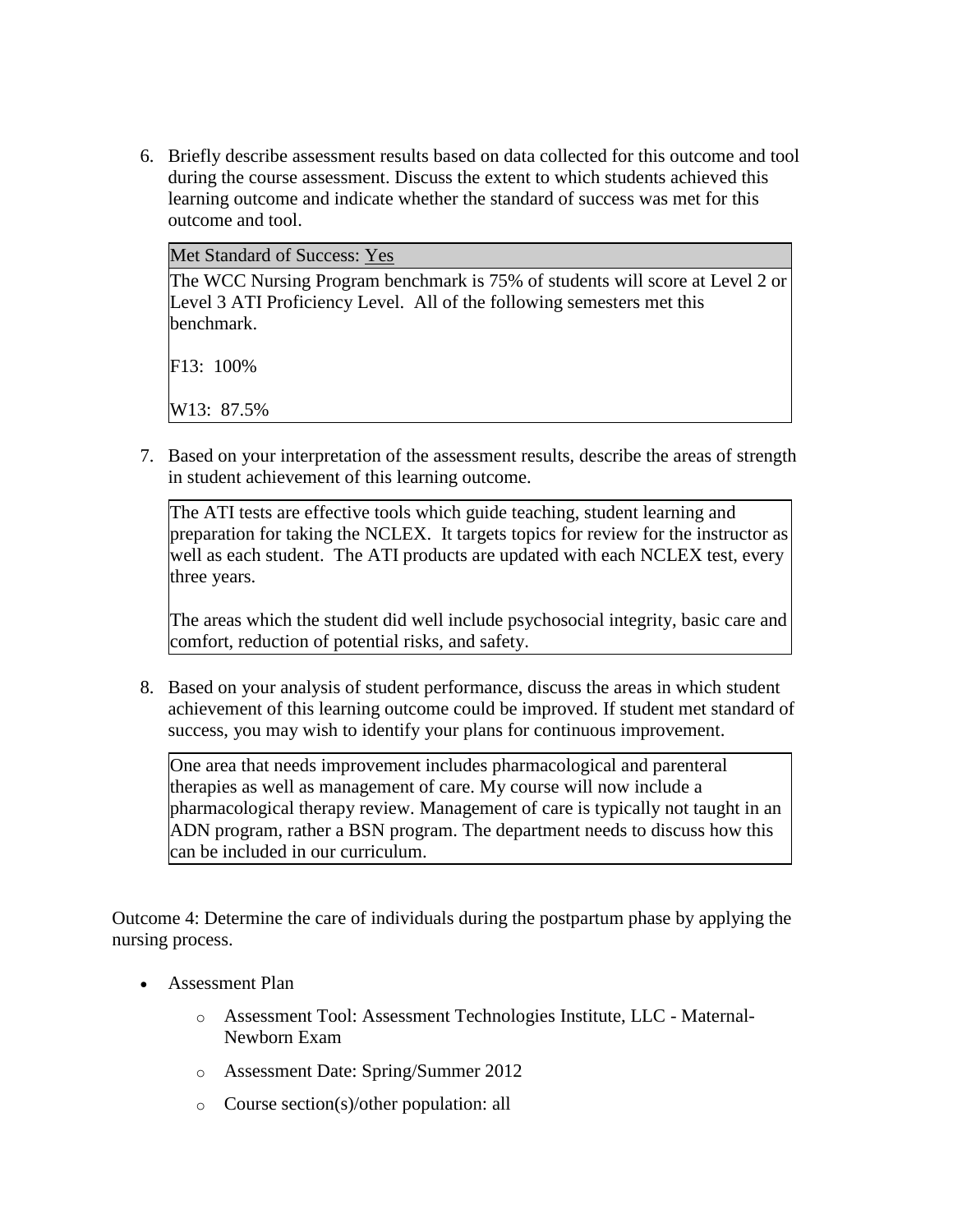6. Briefly describe assessment results based on data collected for this outcome and tool during the course assessment. Discuss the extent to which students achieved this learning outcome and indicate whether the standard of success was met for this outcome and tool.

| Met Standard of Success: Yes |
| --- |
| The WCC Nursing Program benchmark is 75% of students will score at Level 2 or Level 3 ATI Proficiency Level. All of the following semesters met this benchmark.<br><br>F13: 100%<br><br>W13: 87.5% |

7. Based on your interpretation of the assessment results, describe the areas of strength in student achievement of this learning outcome.

> The ATI tests are effective tools which guide teaching, student learning and preparation for taking the NCLEX. It targets topics for review for the instructor as well as each student. The ATI products are updated with each NCLEX test, every three years.
>
> The areas which the student did well include psychosocial integrity, basic care and comfort, reduction of potential risks, and safety.

8. Based on your analysis of student performance, discuss the areas in which student achievement of this learning outcome could be improved. If student met standard of success, you may wish to identify your plans for continuous improvement.

> One area that needs improvement includes pharmacological and parenteral therapies as well as management of care. My course will now include a pharmacological therapy review. Management of care is typically not taught in an ADN program, rather a BSN program. The department needs to discuss how this can be included in our curriculum.

Outcome 4: Determine the care of individuals during the postpartum phase by applying the nursing process.

- Assessment Plan
  - Assessment Tool: Assessment Technologies Institute, LLC - Maternal-Newborn Exam
  - Assessment Date: Spring/Summer 2012
  - Course section(s)/other population: all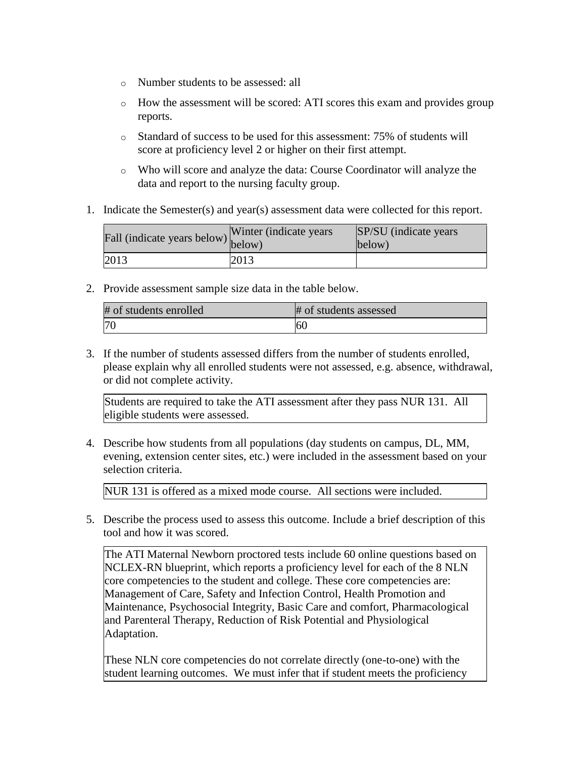- Number students to be assessed: all
- How the assessment will be scored: ATI scores this exam and provides group reports.
- Standard of success to be used for this assessment: 75% of students will score at proficiency level 2 or higher on their first attempt.
- Who will score and analyze the data: Course Coordinator will analyze the data and report to the nursing faculty group.

1. Indicate the Semester(s) and year(s) assessment data were collected for this report.

| Fall (indicate years below) | Winter (indicate years below) | SP/SU (indicate years below) |
|---|---|---|
| 2013 | 2013 | |

2. Provide assessment sample size data in the table below.

| # of students enrolled | # of students assessed |
|---|---|
| 70 | 60 |

3. If the number of students assessed differs from the number of students enrolled, please explain why all enrolled students were not assessed, e.g. absence, withdrawal, or did not complete activity.

Students are required to take the ATI assessment after they pass NUR 131. All eligible students were assessed.

4. Describe how students from all populations (day students on campus, DL, MM, evening, extension center sites, etc.) were included in the assessment based on your selection criteria.

NUR 131 is offered as a mixed mode course. All sections were included.

5. Describe the process used to assess this outcome. Include a brief description of this tool and how it was scored.

The ATI Maternal Newborn proctored tests include 60 online questions based on NCLEX-RN blueprint, which reports a proficiency level for each of the 8 NLN core competencies to the student and college. These core competencies are: Management of Care, Safety and Infection Control, Health Promotion and Maintenance, Psychosocial Integrity, Basic Care and comfort, Pharmacological and Parenteral Therapy, Reduction of Risk Potential and Physiological Adaptation.

These NLN core competencies do not correlate directly (one-to-one) with the student learning outcomes. We must infer that if student meets the proficiency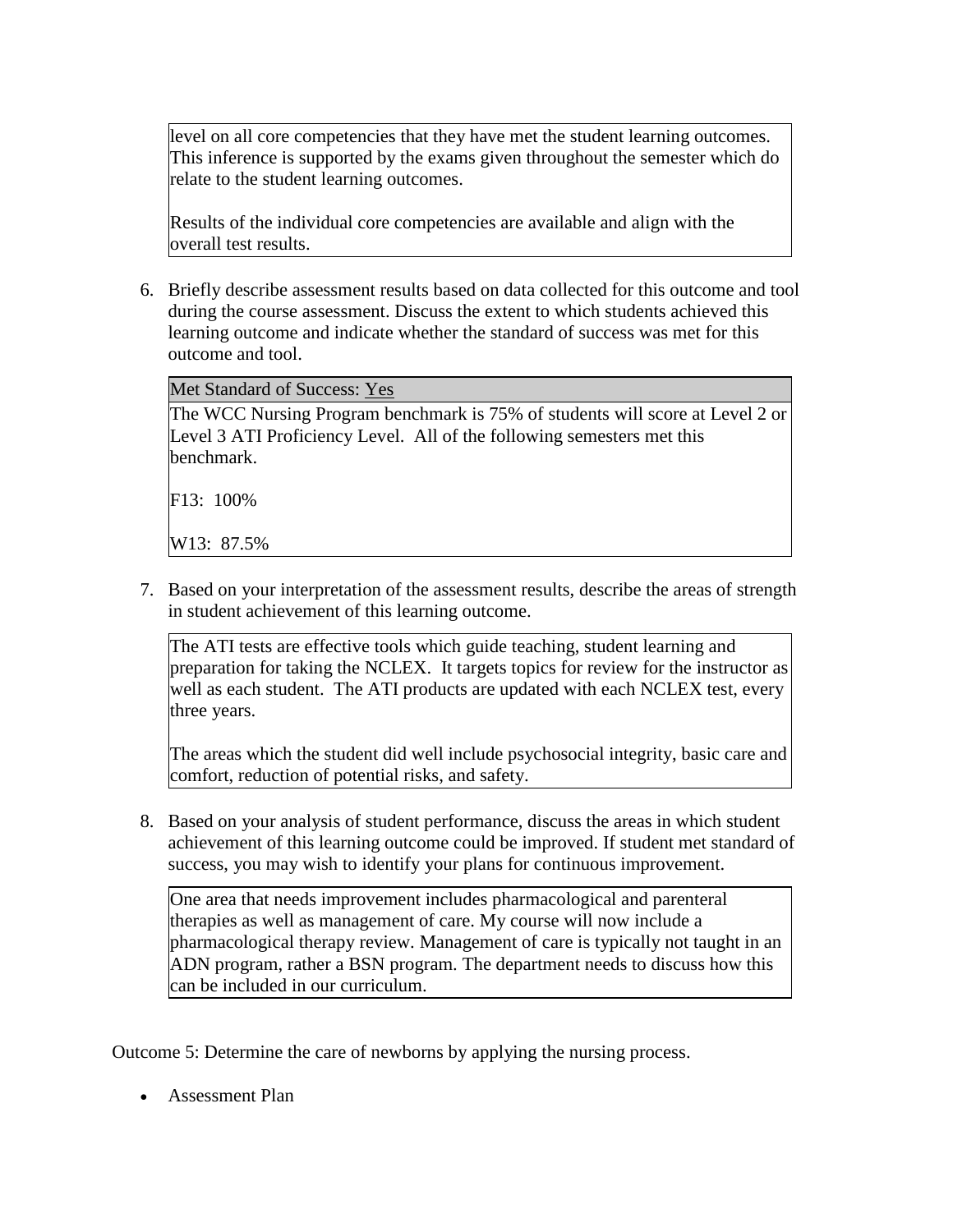level on all core competencies that they have met the student learning outcomes. This inference is supported by the exams given throughout the semester which do relate to the student learning outcomes.

Results of the individual core competencies are available and align with the overall test results.

6. Briefly describe assessment results based on data collected for this outcome and tool during the course assessment. Discuss the extent to which students achieved this learning outcome and indicate whether the standard of success was met for this outcome and tool.

| Met Standard of Success: Yes |
|---|
| The WCC Nursing Program benchmark is 75% of students will score at Level 2 or Level 3 ATI Proficiency Level. All of the following semesters met this benchmark.<br><br>F13: 100%<br><br>W13: 87.5% |

7. Based on your interpretation of the assessment results, describe the areas of strength in student achievement of this learning outcome.

> The ATI tests are effective tools which guide teaching, student learning and preparation for taking the NCLEX. It targets topics for review for the instructor as well as each student. The ATI products are updated with each NCLEX test, every three years.
>
> The areas which the student did well include psychosocial integrity, basic care and comfort, reduction of potential risks, and safety.

8. Based on your analysis of student performance, discuss the areas in which student achievement of this learning outcome could be improved. If student met standard of success, you may wish to identify your plans for continuous improvement.

> One area that needs improvement includes pharmacological and parenteral therapies as well as management of care. My course will now include a pharmacological therapy review. Management of care is typically not taught in an ADN program, rather a BSN program. The department needs to discuss how this can be included in our curriculum.

Outcome 5: Determine the care of newborns by applying the nursing process.

- Assessment Plan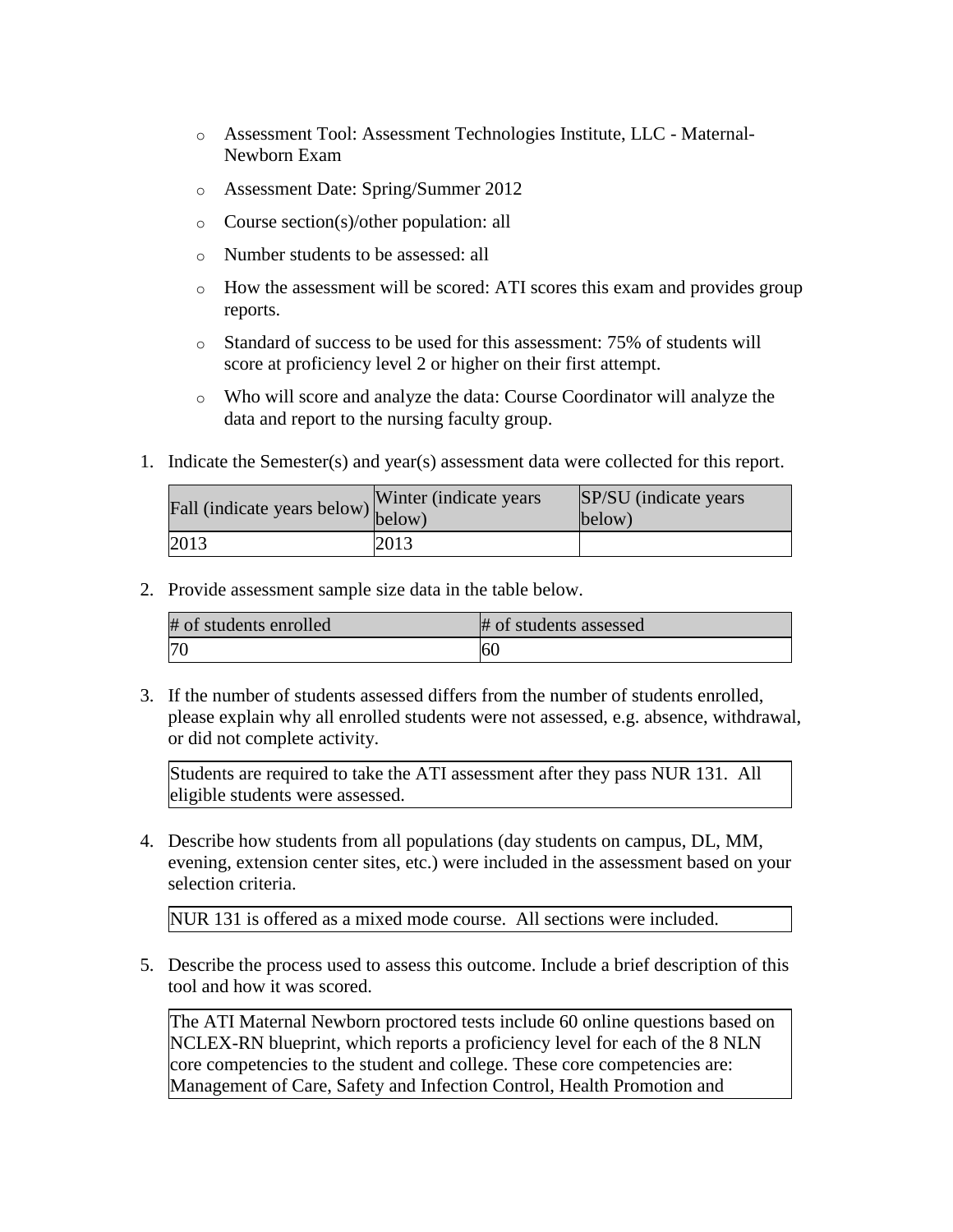- Assessment Tool: Assessment Technologies Institute, LLC - Maternal-Newborn Exam
- Assessment Date: Spring/Summer 2012
- Course section(s)/other population: all
- Number students to be assessed: all
- How the assessment will be scored: ATI scores this exam and provides group reports.
- Standard of success to be used for this assessment: 75% of students will score at proficiency level 2 or higher on their first attempt.
- Who will score and analyze the data: Course Coordinator will analyze the data and report to the nursing faculty group.

1. Indicate the Semester(s) and year(s) assessment data were collected for this report.

| Fall (indicate years below) | Winter (indicate years below) | SP/SU (indicate years below) |
|---|---|---|
| 2013 | 2013 | |

2. Provide assessment sample size data in the table below.

| # of students enrolled | # of students assessed |
|---|---|
| 70 | 60 |

3. If the number of students assessed differs from the number of students enrolled, please explain why all enrolled students were not assessed, e.g. absence, withdrawal, or did not complete activity.

| Students are required to take the ATI assessment after they pass NUR 131. All eligible students were assessed. |
|---|

4. Describe how students from all populations (day students on campus, DL, MM, evening, extension center sites, etc.) were included in the assessment based on your selection criteria.

| NUR 131 is offered as a mixed mode course. All sections were included. |
|---|

5. Describe the process used to assess this outcome. Include a brief description of this tool and how it was scored.

| The ATI Maternal Newborn proctored tests include 60 online questions based on NCLEX-RN blueprint, which reports a proficiency level for each of the 8 NLN core competencies to the student and college. These core competencies are: Management of Care, Safety and Infection Control, Health Promotion and |
|---|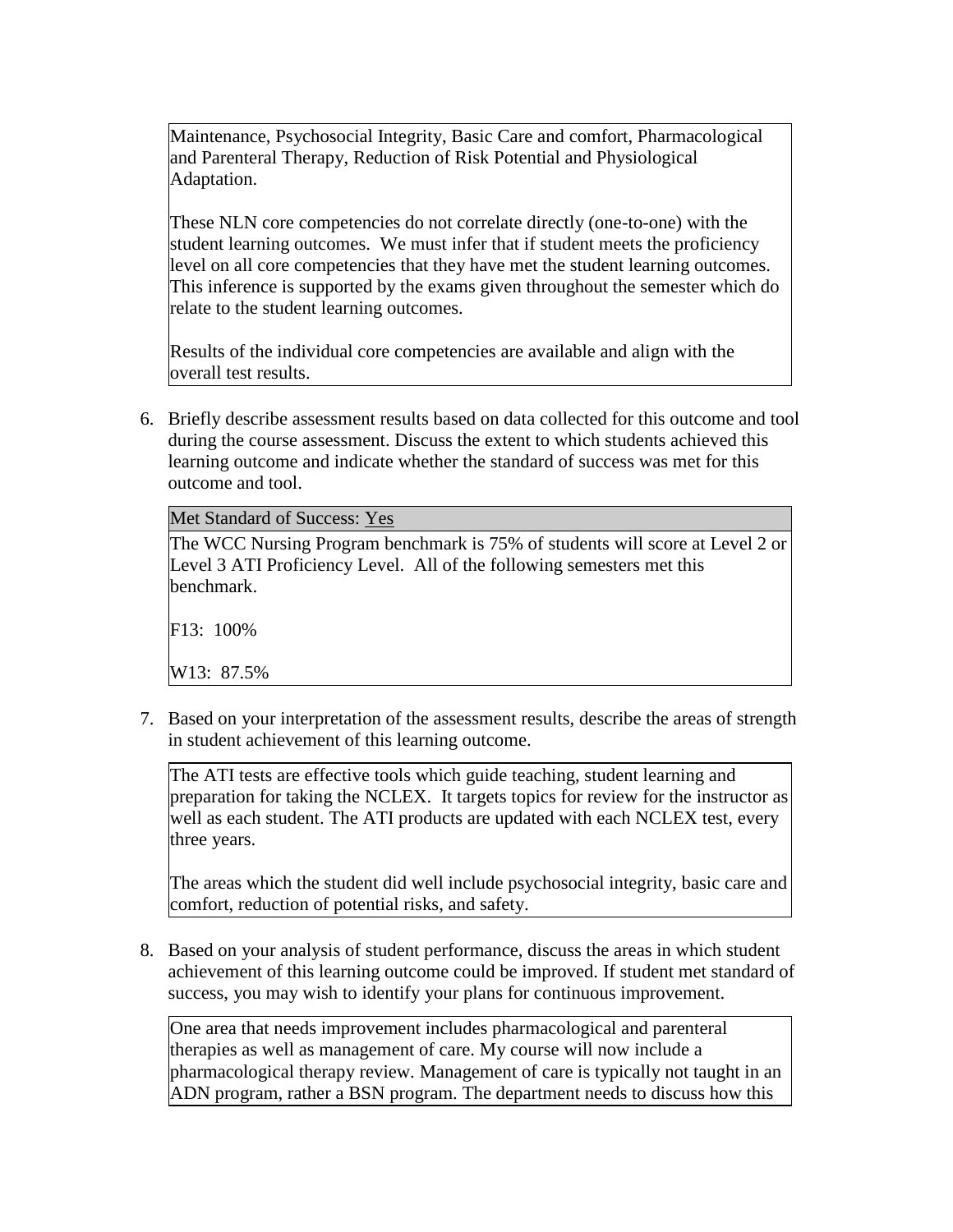Maintenance, Psychosocial Integrity, Basic Care and comfort, Pharmacological and Parenteral Therapy, Reduction of Risk Potential and Physiological Adaptation.

These NLN core competencies do not correlate directly (one-to-one) with the student learning outcomes. We must infer that if student meets the proficiency level on all core competencies that they have met the student learning outcomes. This inference is supported by the exams given throughout the semester which do relate to the student learning outcomes.

Results of the individual core competencies are available and align with the overall test results.

6. Briefly describe assessment results based on data collected for this outcome and tool during the course assessment. Discuss the extent to which students achieved this learning outcome and indicate whether the standard of success was met for this outcome and tool.

Met Standard of Success: Yes

The WCC Nursing Program benchmark is 75% of students will score at Level 2 or Level 3 ATI Proficiency Level. All of the following semesters met this benchmark.

F13: 100%

W13: 87.5%

7. Based on your interpretation of the assessment results, describe the areas of strength in student achievement of this learning outcome.

The ATI tests are effective tools which guide teaching, student learning and preparation for taking the NCLEX. It targets topics for review for the instructor as well as each student. The ATI products are updated with each NCLEX test, every three years.

The areas which the student did well include psychosocial integrity, basic care and comfort, reduction of potential risks, and safety.

8. Based on your analysis of student performance, discuss the areas in which student achievement of this learning outcome could be improved. If student met standard of success, you may wish to identify your plans for continuous improvement.

One area that needs improvement includes pharmacological and parenteral therapies as well as management of care. My course will now include a pharmacological therapy review. Management of care is typically not taught in an ADN program, rather a BSN program. The department needs to discuss how this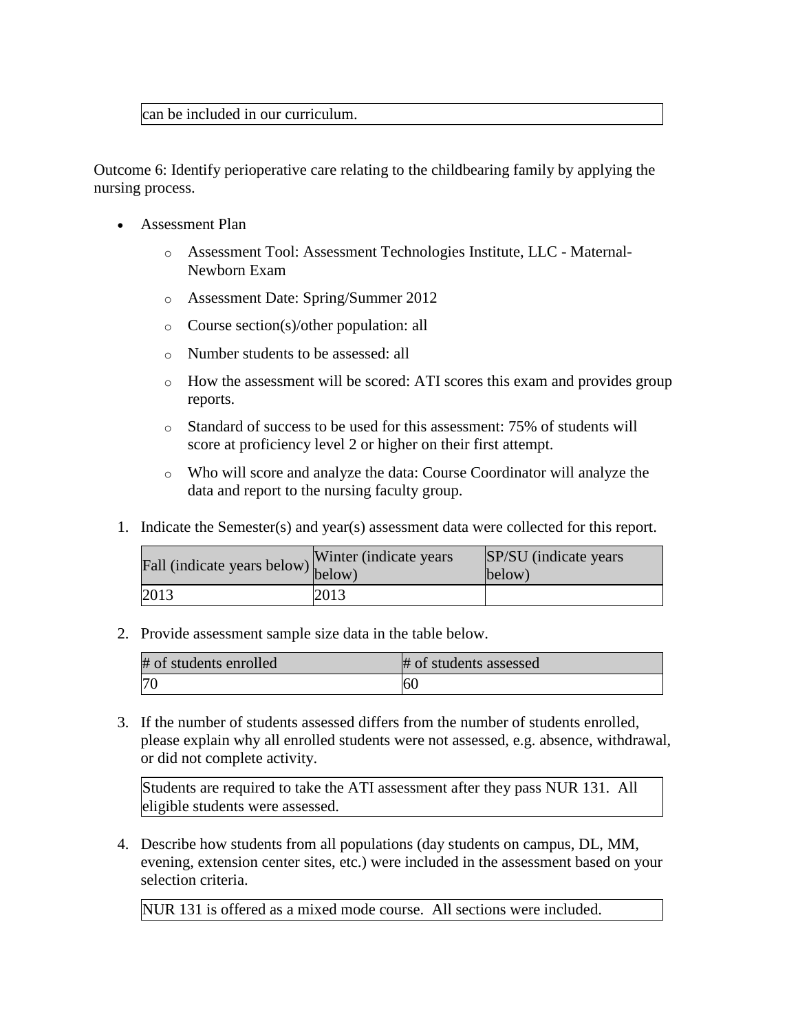| can be included in our curriculum. |
|---|

Outcome 6: Identify perioperative care relating to the childbearing family by applying the nursing process.

- Assessment Plan
  - Assessment Tool: Assessment Technologies Institute, LLC - Maternal-Newborn Exam
  - Assessment Date: Spring/Summer 2012
  - Course section(s)/other population: all
  - Number students to be assessed: all
  - How the assessment will be scored: ATI scores this exam and provides group reports.
  - Standard of success to be used for this assessment: 75% of students will score at proficiency level 2 or higher on their first attempt.
  - Who will score and analyze the data: Course Coordinator will analyze the data and report to the nursing faculty group.

1. Indicate the Semester(s) and year(s) assessment data were collected for this report.

| Fall (indicate years below) | Winter (indicate years below) | SP/SU (indicate years below) |
|---|---|---|
| 2013 | 2013 | |

2. Provide assessment sample size data in the table below.

| # of students enrolled | # of students assessed |
|---|---|
| 70 | 60 |

3. If the number of students assessed differs from the number of students enrolled, please explain why all enrolled students were not assessed, e.g. absence, withdrawal, or did not complete activity.

| Students are required to take the ATI assessment after they pass NUR 131. All eligible students were assessed. |
|---|

4. Describe how students from all populations (day students on campus, DL, MM, evening, extension center sites, etc.) were included in the assessment based on your selection criteria.

| NUR 131 is offered as a mixed mode course. All sections were included. |
|---|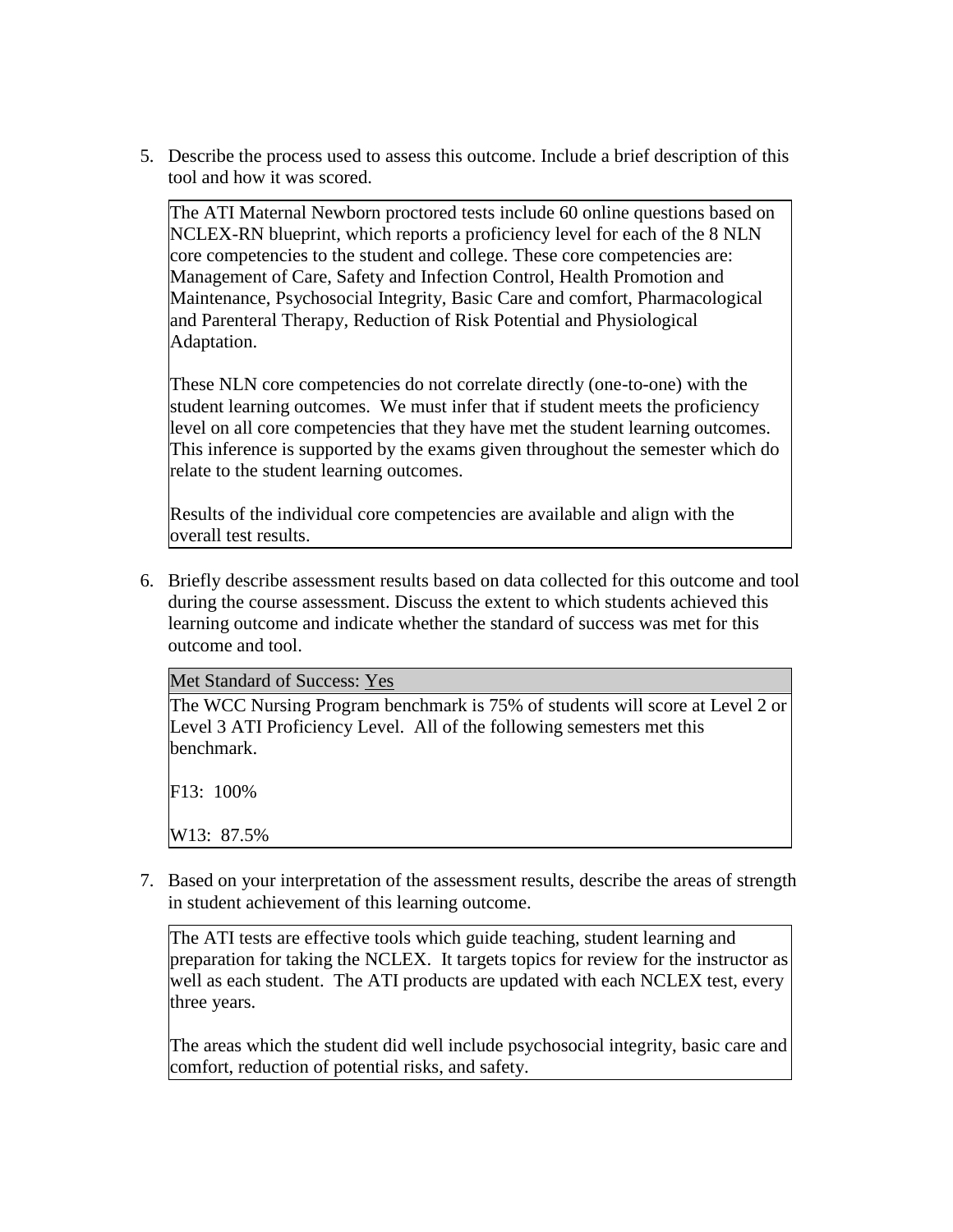5. Describe the process used to assess this outcome. Include a brief description of this tool and how it was scored.

The ATI Maternal Newborn proctored tests include 60 online questions based on NCLEX-RN blueprint, which reports a proficiency level for each of the 8 NLN core competencies to the student and college. These core competencies are: Management of Care, Safety and Infection Control, Health Promotion and Maintenance, Psychosocial Integrity, Basic Care and comfort, Pharmacological and Parenteral Therapy, Reduction of Risk Potential and Physiological Adaptation.

These NLN core competencies do not correlate directly (one-to-one) with the student learning outcomes. We must infer that if student meets the proficiency level on all core competencies that they have met the student learning outcomes. This inference is supported by the exams given throughout the semester which do relate to the student learning outcomes.

Results of the individual core competencies are available and align with the overall test results.

6. Briefly describe assessment results based on data collected for this outcome and tool during the course assessment. Discuss the extent to which students achieved this learning outcome and indicate whether the standard of success was met for this outcome and tool.

Met Standard of Success: Yes

The WCC Nursing Program benchmark is 75% of students will score at Level 2 or Level 3 ATI Proficiency Level. All of the following semesters met this benchmark.

F13: 100%

W13: 87.5%

7. Based on your interpretation of the assessment results, describe the areas of strength in student achievement of this learning outcome.

The ATI tests are effective tools which guide teaching, student learning and preparation for taking the NCLEX. It targets topics for review for the instructor as well as each student. The ATI products are updated with each NCLEX test, every three years.

The areas which the student did well include psychosocial integrity, basic care and comfort, reduction of potential risks, and safety.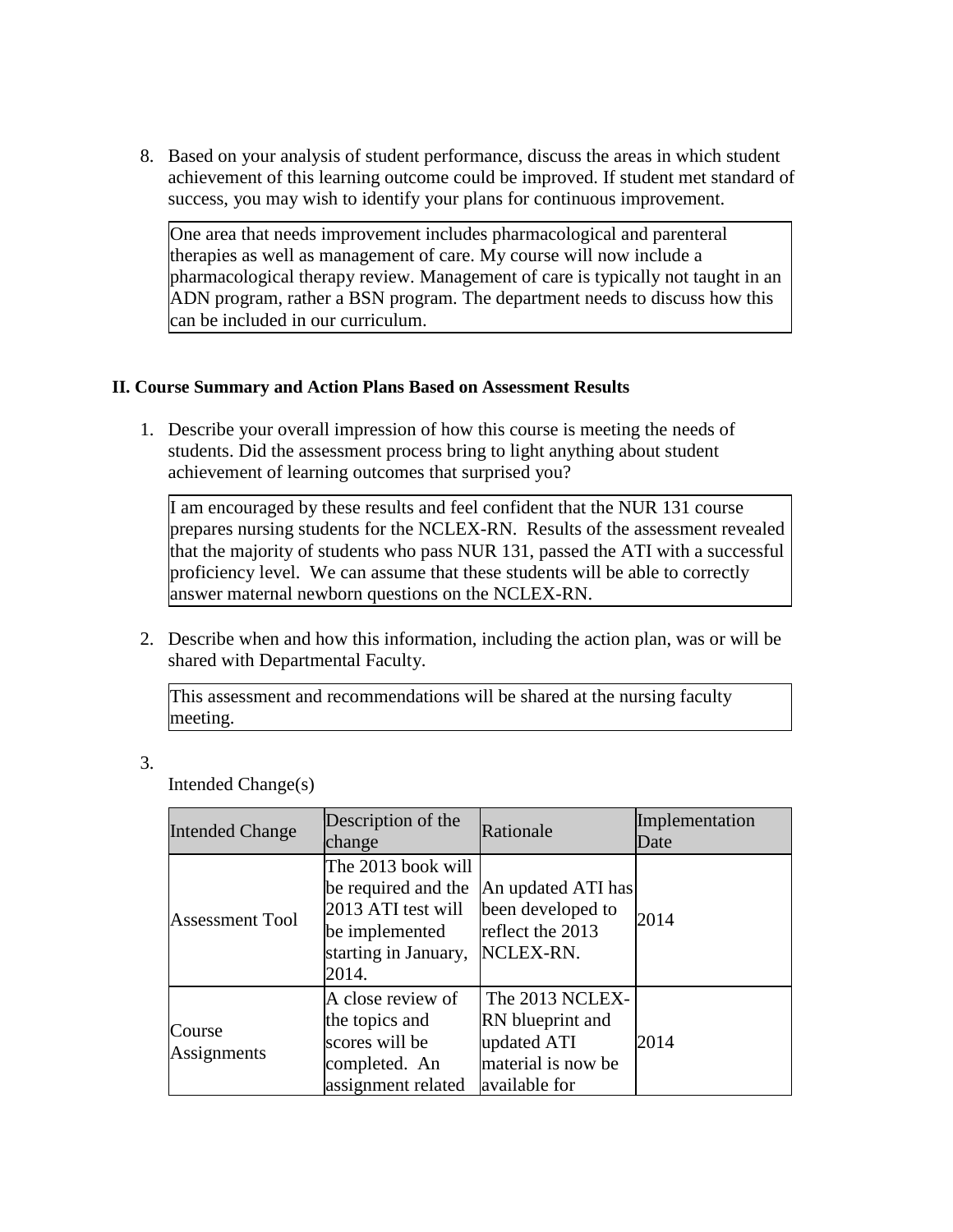8. Based on your analysis of student performance, discuss the areas in which student achievement of this learning outcome could be improved. If student met standard of success, you may wish to identify your plans for continuous improvement.

| One area that needs improvement includes pharmacological and parenteral therapies as well as management of care. My course will now include a pharmacological therapy review. Management of care is typically not taught in an ADN program, rather a BSN program. The department needs to discuss how this can be included in our curriculum. |
|---|

**II. Course Summary and Action Plans Based on Assessment Results**

1. Describe your overall impression of how this course is meeting the needs of students. Did the assessment process bring to light anything about student achievement of learning outcomes that surprised you?

| I am encouraged by these results and feel confident that the NUR 131 course prepares nursing students for the NCLEX-RN. Results of the assessment revealed that the majority of students who pass NUR 131, passed the ATI with a successful proficiency level. We can assume that these students will be able to correctly answer maternal newborn questions on the NCLEX-RN. |
|---|

2. Describe when and how this information, including the action plan, was or will be shared with Departmental Faculty.

| This assessment and recommendations will be shared at the nursing faculty meeting. |
|---|

3. Intended Change(s)

| Intended Change | Description of the change | Rationale | Implementation Date |
|---|---|---|---|
| Assessment Tool | The 2013 book will be required and the 2013 ATI test will be implemented starting in January, 2014. | An updated ATI has been developed to reflect the 2013 NCLEX-RN. | 2014 |
| Course Assignments | A close review of the topics and scores will be completed. An assignment related | The 2013 NCLEX-RN blueprint and updated ATI material is now be available for | 2014 |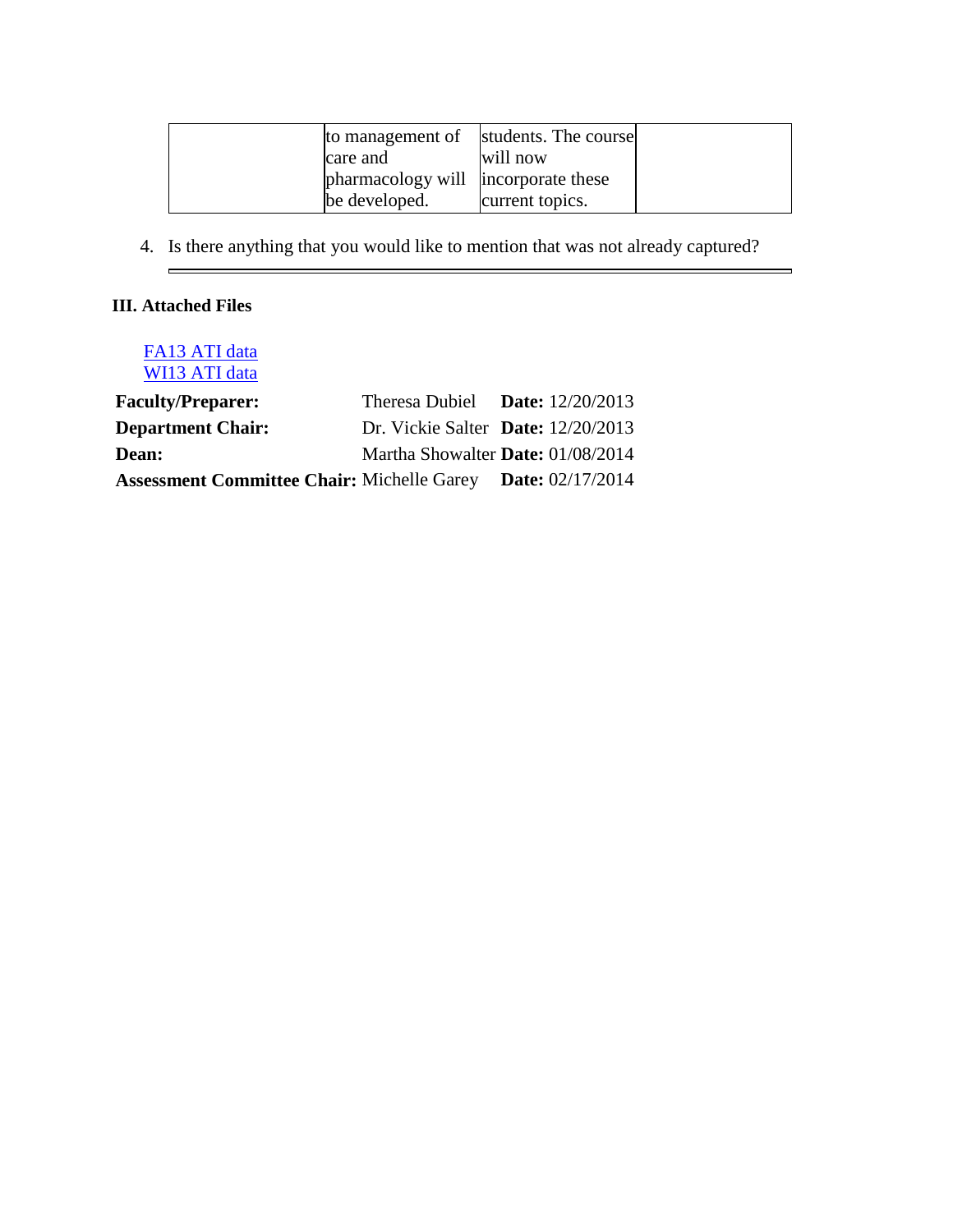|  | to management of care and pharmacology will be developed. | students. The course will now incorporate these current topics. |  |
|---|---|---|---|

4. Is there anything that you would like to mention that was not already captured?

---

### III. Attached Files

[FA13 ATI data]
[WI13 ATI data]

| | | |
|---|---|---|
| **Faculty/Preparer:** | Theresa Dubiel | **Date:** 12/20/2013 |
| **Department Chair:** | Dr. Vickie Salter | **Date:** 12/20/2013 |
| **Dean:** | Martha Showalter | **Date:** 01/08/2014 |
| **Assessment Committee Chair:** | Michelle Garey | **Date:** 02/17/2014 |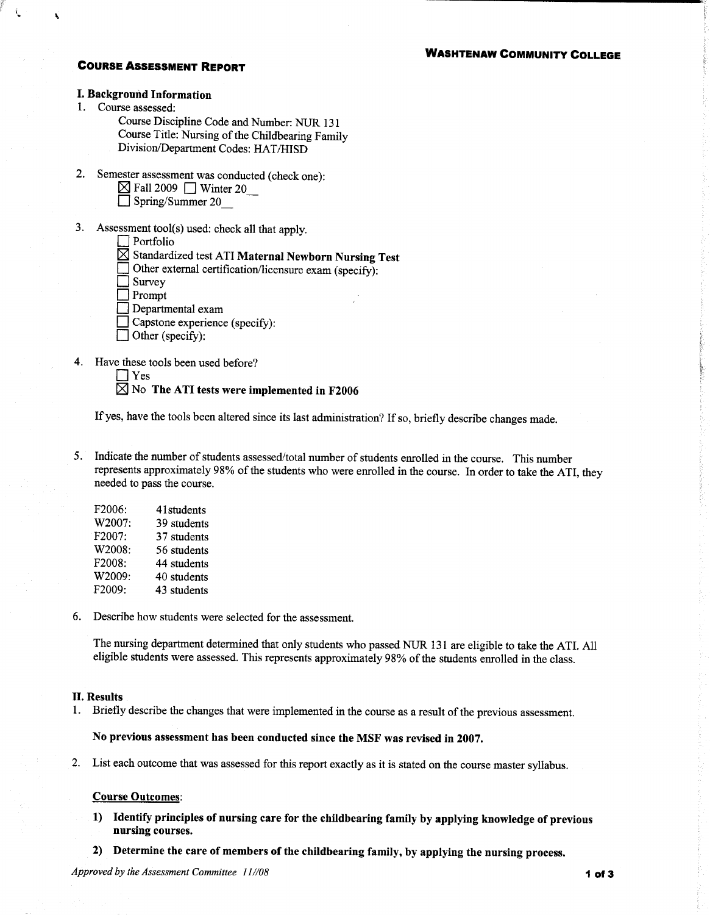**WASHTENAW COMMUNITY COLLEGE**

## COURSE ASSESSMENT REPORT

### I. Background Information

1. Course assessed:

   Course Discipline Code and Number: NUR 131
   Course Title: Nursing of the Childbearing Family
   Division/Department Codes: HAT/HISD

2. Semester assessment was conducted (check one):

   ☒ Fall 2009 ☐ Winter 20__
   ☐ Spring/Summer 20__

3. Assessment tool(s) used: check all that apply.

   ☐ Portfolio
   ☒ Standardized test ATI **Maternal Newborn Nursing Test**
   ☐ Other external certification/licensure exam (specify):
   ☐ Survey
   ☐ Prompt
   ☐ Departmental exam
   ☐ Capstone experience (specify):
   ☐ Other (specify):

4. Have these tools been used before?

   ☐ Yes
   ☒ No **The ATI tests were implemented in F2006**

   If yes, have the tools been altered since its last administration? If so, briefly describe changes made.

5. Indicate the number of students assessed/total number of students enrolled in the course. This number represents approximately 98% of the students who were enrolled in the course. In order to take the ATI, they needed to pass the course.

   | | |
   |---|---|
   | F2006: | 41students |
   | W2007: | 39 students |
   | F2007: | 37 students |
   | W2008: | 56 students |
   | F2008: | 44 students |
   | W2009: | 40 students |
   | F2009: | 43 students |

6. Describe how students were selected for the assessment.

   The nursing department determined that only students who passed NUR 131 are eligible to take the ATI. All eligible students were assessed. This represents approximately 98% of the students enrolled in the class.

### II. Results

1. Briefly describe the changes that were implemented in the course as a result of the previous assessment.

   **No previous assessment has been conducted since the MSF was revised in 2007.**

2. List each outcome that was assessed for this report exactly as it is stated on the course master syllabus.

   **Course Outcomes:**

   1) **Identify principles of nursing care for the childbearing family by applying knowledge of previous nursing courses.**
   2) **Determine the care of members of the childbearing family, by applying the nursing process.**

*Approved by the Assessment Committee 11//08*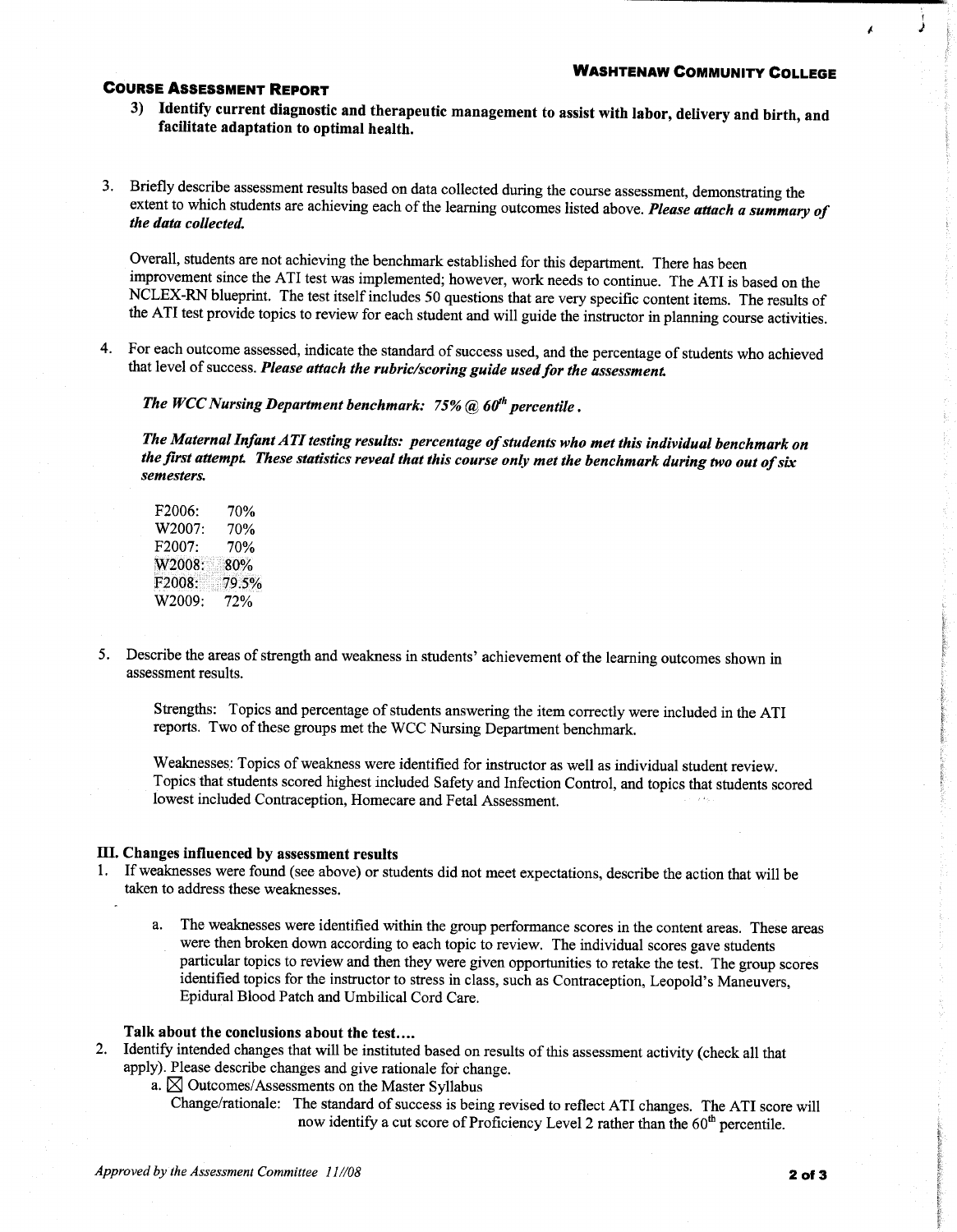**WASHTENAW COMMUNITY COLLEGE**

**COURSE ASSESSMENT REPORT**

3) **Identify current diagnostic and therapeutic management to assist with labor, delivery and birth, and facilitate adaptation to optimal health.**

3. Briefly describe assessment results based on data collected during the course assessment, demonstrating the extent to which students are achieving each of the learning outcomes listed above. ***Please attach a summary of the data collected.***

   Overall, students are not achieving the benchmark established for this department. There has been improvement since the ATI test was implemented; however, work needs to continue. The ATI is based on the NCLEX-RN blueprint. The test itself includes 50 questions that are very specific content items. The results of the ATI test provide topics to review for each student and will guide the instructor in planning course activities.

4. For each outcome assessed, indicate the standard of success used, and the percentage of students who achieved that level of success. ***Please attach the rubric/scoring guide used for the assessment.***

   ***The WCC Nursing Department benchmark: 75% @ $60^{th}$ percentile.***

   ***The Maternal Infant ATI testing results: percentage of students who met this individual benchmark on the first attempt. These statistics reveal that this course only met the benchmark during two out of six semesters.***

   F2006: 70%
   W2007: 70%
   F2007: 70%
   W2008: 80%
   F2008: 79.5%
   W2009: 72%

5. Describe the areas of strength and weakness in students' achievement of the learning outcomes shown in assessment results.

   Strengths: Topics and percentage of students answering the item correctly were included in the ATI reports. Two of these groups met the WCC Nursing Department benchmark.

   Weaknesses: Topics of weakness were identified for instructor as well as individual student review. Topics that students scored highest included Safety and Infection Control, and topics that students scored lowest included Contraception, Homecare and Fetal Assessment.

**III. Changes influenced by assessment results**

1. If weaknesses were found (see above) or students did not meet expectations, describe the action that will be taken to address these weaknesses.

   a. The weaknesses were identified within the group performance scores in the content areas. These areas were then broken down according to each topic to review. The individual scores gave students particular topics to review and then they were given opportunities to retake the test. The group scores identified topics for the instructor to stress in class, such as Contraception, Leopold's Maneuvers, Epidural Blood Patch and Umbilical Cord Care.

   **Talk about the conclusions about the test....**

2. Identify intended changes that will be instituted based on results of this assessment activity (check all that apply). Please describe changes and give rationale for change.

   a. ☒ Outcomes/Assessments on the Master Syllabus
   Change/rationale: The standard of success is being revised to reflect ATI changes. The ATI score will now identify a cut score of Proficiency Level 2 rather than the $60^{th}$ percentile.

*Approved by the Assessment Committee 11//08*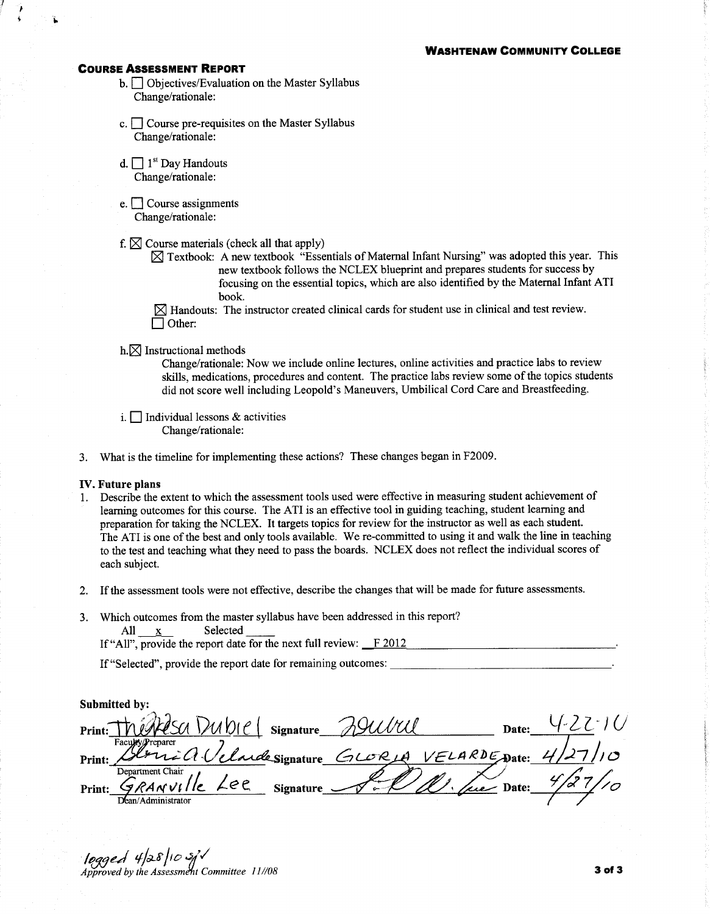**COURSE ASSESSMENT REPORT**

b. ☐ Objectives/Evaluation on the Master Syllabus
Change/rationale:

c. ☐ Course pre-requisites on the Master Syllabus
Change/rationale:

d. ☐ 1st Day Handouts
Change/rationale:

e. ☐ Course assignments
Change/rationale:

f. ☒ Course materials (check all that apply)

☒ Textbook: A new textbook "Essentials of Maternal Infant Nursing" was adopted this year. This new textbook follows the NCLEX blueprint and prepares students for success by focusing on the essential topics, which are also identified by the Maternal Infant ATI book.

☒ Handouts: The instructor created clinical cards for student use in clinical and test review.

☐ Other:

h. ☒ Instructional methods
Change/rationale: Now we include online lectures, online activities and practice labs to review skills, medications, procedures and content. The practice labs review some of the topics students did not score well including Leopold's Maneuvers, Umbilical Cord Care and Breastfeeding.

i. ☐ Individual lessons & activities
Change/rationale:

3. What is the timeline for implementing these actions? These changes began in F2009.

**IV. Future plans**

1. Describe the extent to which the assessment tools used were effective in measuring student achievement of learning outcomes for this course. The ATI is an effective tool in guiding teaching, student learning and preparation for taking the NCLEX. It targets topics for review for the instructor as well as each student. The ATI is one of the best and only tools available. We re-committed to using it and walk the line in teaching to the test and teaching what they need to pass the boards. NCLEX does not reflect the individual scores of each subject.

2. If the assessment tools were not effective, describe the changes that will be made for future assessments.

3. Which outcomes from the master syllabus have been addressed in this report?
All __x__ Selected ____
If "All", provide the report date for the next full review: F 2012
If "Selected", provide the report date for remaining outcomes: ____________

**Submitted by:**

Print: Theresa Dubiel — Signature: TDubiel — Date: 4-22-10
Faculty/Preparer

Print: Gloria A. Velarde — Signature: GLORIA VELARDE — Date: 4/27/10
Department Chair

Print: GRANVILLE LEE — Signature: [signature] — Date: 4/27/10
Dean/Administrator

logged 4/28/10 sjv

*Approved by the Assessment Committee 11//08*